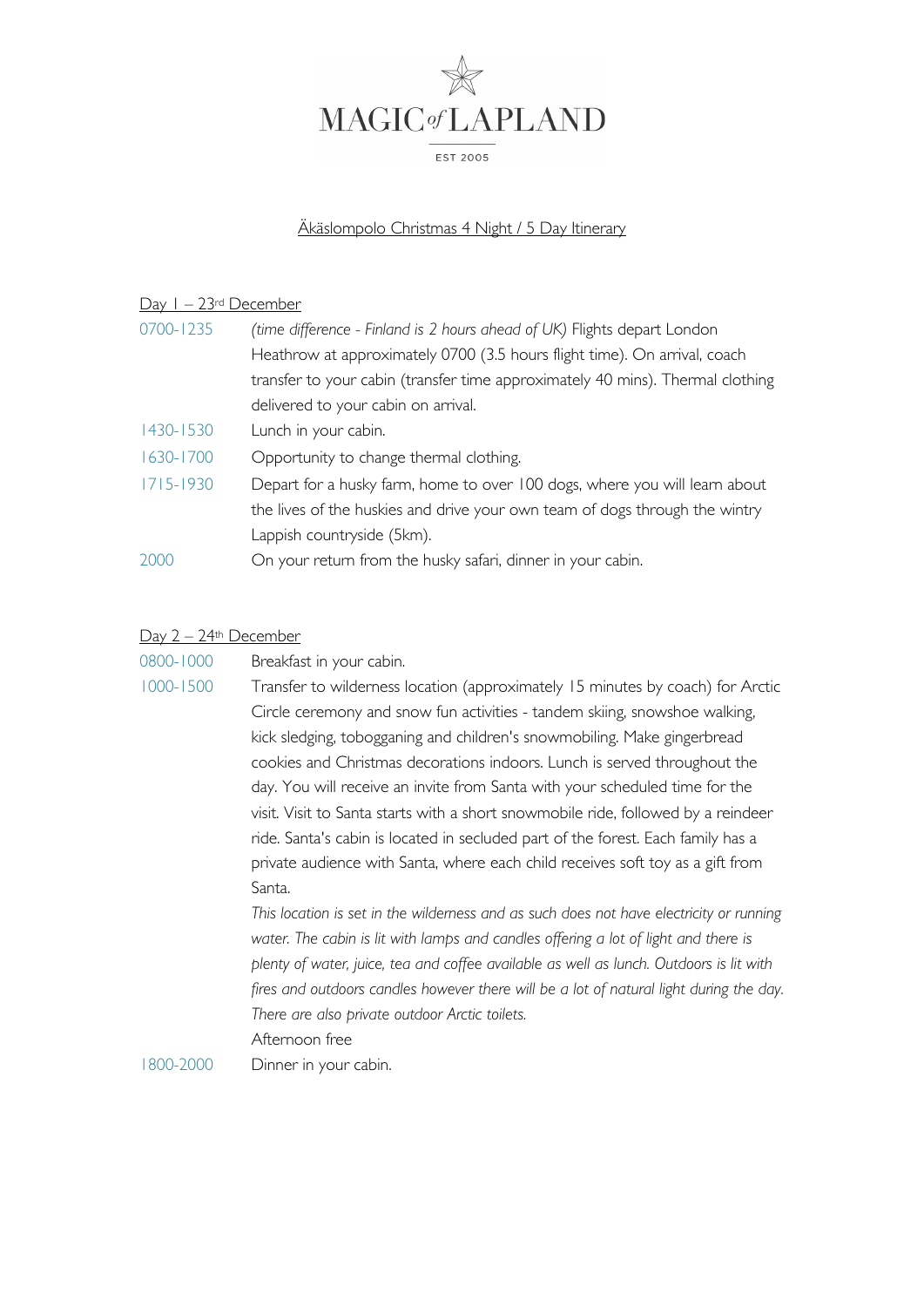# MAGIC of LAPLAND

EST 2005

## Äkäslompolo Christmas 4 Night / 5 Day Itinerary

### Day 1 – 23rd December

| | |
|---|---|
| 0700-1235 | *(time difference - Finland is 2 hours ahead of UK)* Flights depart London Heathrow at approximately 0700 (3.5 hours flight time). On arrival, coach transfer to your cabin (transfer time approximately 40 mins). Thermal clothing delivered to your cabin on arrival. |
| 1430-1530 | Lunch in your cabin. |
| 1630-1700 | Opportunity to change thermal clothing. |
| 1715-1930 | Depart for a husky farm, home to over 100 dogs, where you will learn about the lives of the huskies and drive your own team of dogs through the wintry Lappish countryside (5km). |
| 2000 | On your return from the husky safari, dinner in your cabin. |

### Day 2 – 24th December

| | |
|---|---|
| 0800-1000 | Breakfast in your cabin. |
| 1000-1500 | Transfer to wilderness location (approximately 15 minutes by coach) for Arctic Circle ceremony and snow fun activities - tandem skiing, snowshoe walking, kick sledging, tobogganing and children's snowmobiling. Make gingerbread cookies and Christmas decorations indoors. Lunch is served throughout the day. You will receive an invite from Santa with your scheduled time for the visit. Visit to Santa starts with a short snowmobile ride, followed by a reindeer ride. Santa's cabin is located in secluded part of the forest. Each family has a private audience with Santa, where each child receives soft toy as a gift from Santa.<br>*This location is set in the wilderness and as such does not have electricity or running water. The cabin is lit with lamps and candles offering a lot of light and there is plenty of water, juice, tea and coffee available as well as lunch. Outdoors is lit with fires and outdoors candles however there will be a lot of natural light during the day. There are also private outdoor Arctic toilets.*<br>Afternoon free |
| 1800-2000 | Dinner in your cabin. |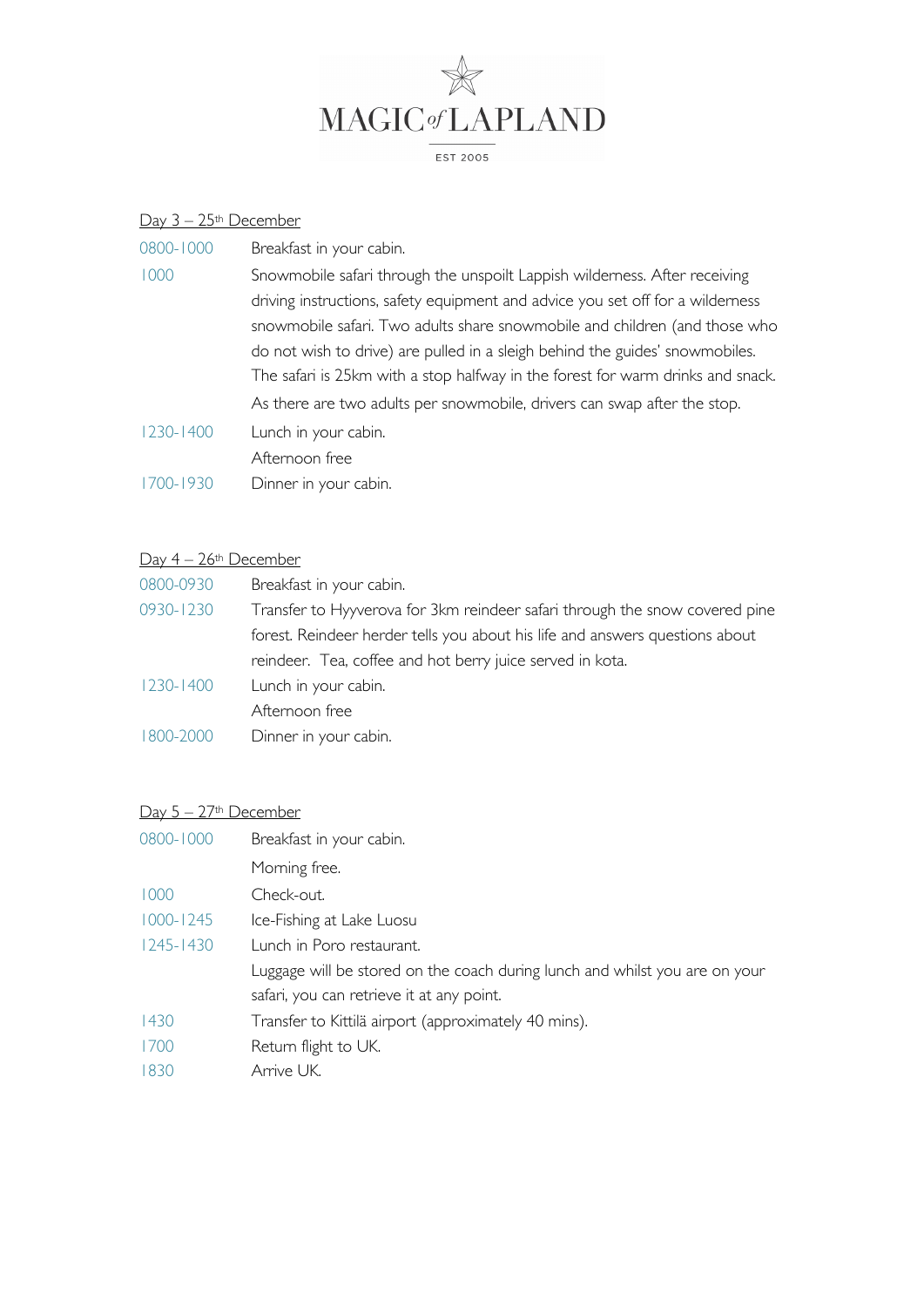# MAGIC of LAPLAND

EST 2005

Day 3 – 25th December

| | |
|---|---|
| 0800-1000 | Breakfast in your cabin. |
| 1000 | Snowmobile safari through the unspoilt Lappish wilderness. After receiving driving instructions, safety equipment and advice you set off for a wilderness snowmobile safari. Two adults share snowmobile and children (and those who do not wish to drive) are pulled in a sleigh behind the guides' snowmobiles. The safari is 25km with a stop halfway in the forest for warm drinks and snack. As there are two adults per snowmobile, drivers can swap after the stop. |
| 1230-1400 | Lunch in your cabin. |
| | Afternoon free |
| 1700-1930 | Dinner in your cabin. |

Day 4 – 26th December

| | |
|---|---|
| 0800-0930 | Breakfast in your cabin. |
| 0930-1230 | Transfer to Hyyverova for 3km reindeer safari through the snow covered pine forest. Reindeer herder tells you about his life and answers questions about reindeer. Tea, coffee and hot berry juice served in kota. |
| 1230-1400 | Lunch in your cabin. |
| | Afternoon free |
| 1800-2000 | Dinner in your cabin. |

Day 5 – 27th December

| | |
|---|---|
| 0800-1000 | Breakfast in your cabin. |
| | Morning free. |
| 1000 | Check-out. |
| 1000-1245 | Ice-Fishing at Lake Luosu |
| 1245-1430 | Lunch in Poro restaurant. |
| | Luggage will be stored on the coach during lunch and whilst you are on your safari, you can retrieve it at any point. |
| 1430 | Transfer to Kittilä airport (approximately 40 mins). |
| 1700 | Return flight to UK. |
| 1830 | Arrive UK. |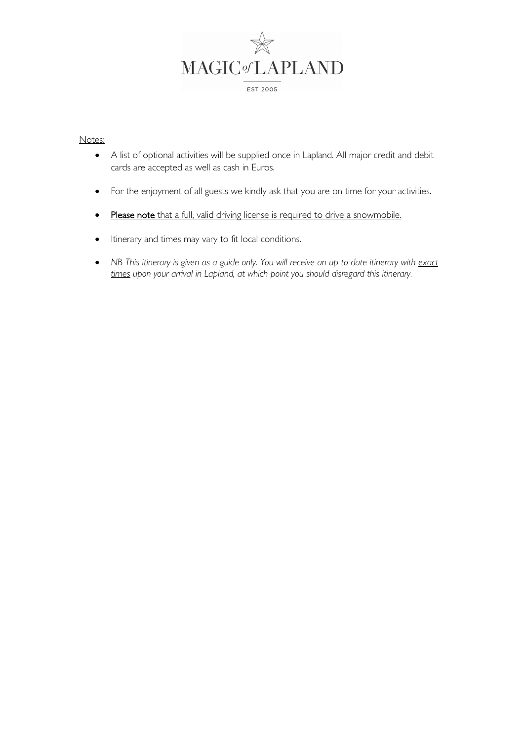MAGIC of LAPLAND

EST 2005

Notes:

- A list of optional activities will be supplied once in Lapland. All major credit and debit cards are accepted as well as cash in Euros.
- For the enjoyment of all guests we kindly ask that you are on time for your activities.
- **Please note** that a full, valid driving license is required to drive a snowmobile.
- Itinerary and times may vary to fit local conditions.
- *NB This itinerary is given as a guide only. You will receive an up to date itinerary with exact times upon your arrival in Lapland, at which point you should disregard this itinerary.*